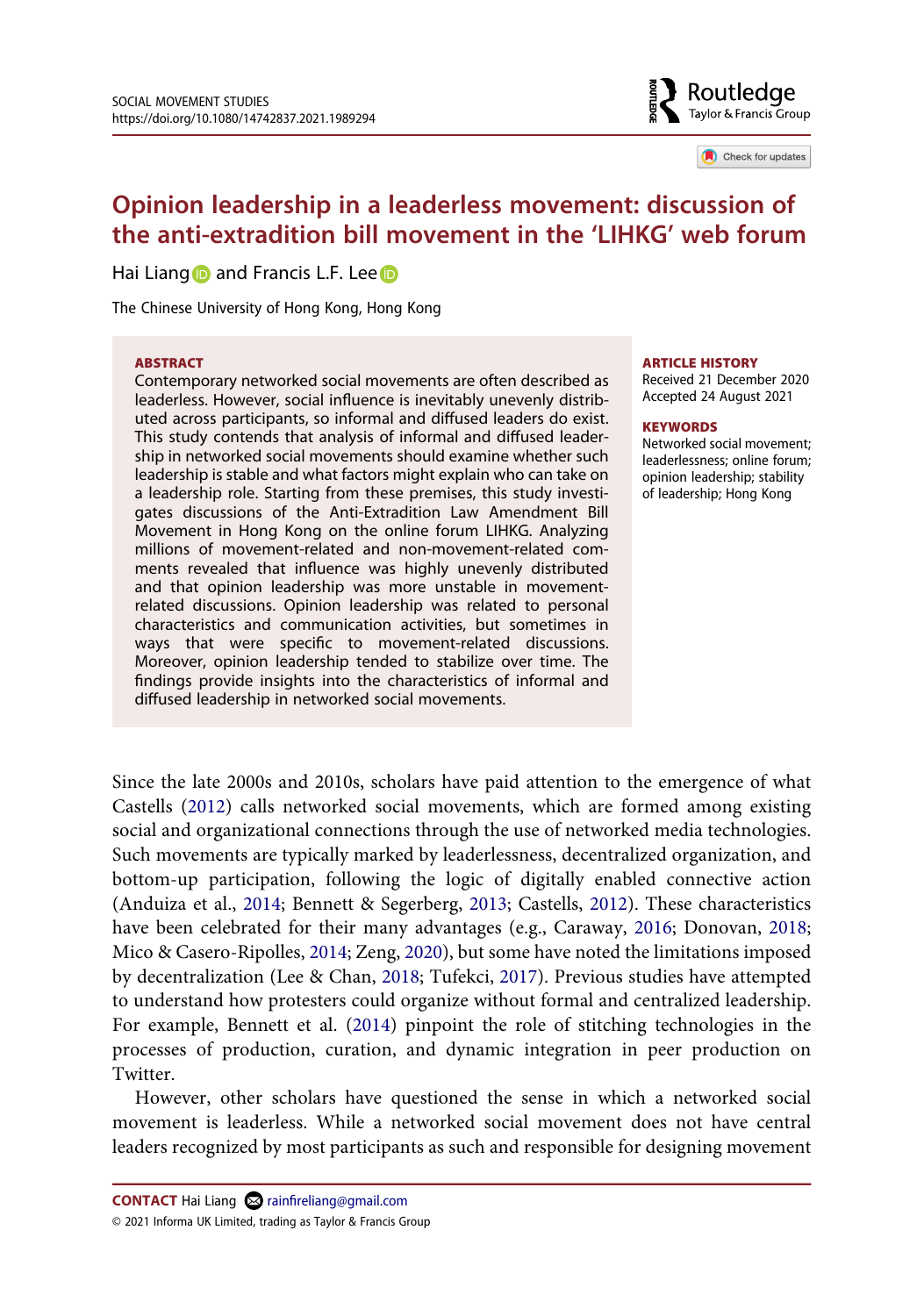# Opinion leadership in a leaderless movement: discussion of the anti-extradition bill movement in the 'LIHKG' web forum

Hai Liang and Francis L.F. Lee

The Chinese University of Hong Kong, Hong Kong

**ABSTRACT**

Contemporary networked social movements are often described as leaderless. However, social influence is inevitably unevenly distributed across participants, so informal and diffused leaders do exist. This study contends that analysis of informal and diffused leadership in networked social movements should examine whether such leadership is stable and what factors might explain who can take on a leadership role. Starting from these premises, this study investigates discussions of the Anti-Extradition Law Amendment Bill Movement in Hong Kong on the online forum LIHKG. Analyzing millions of movement-related and non-movement-related comments revealed that influence was highly unevenly distributed and that opinion leadership was more unstable in movement-related discussions. Opinion leadership was related to personal characteristics and communication activities, but sometimes in ways that were specific to movement-related discussions. Moreover, opinion leadership tended to stabilize over time. The findings provide insights into the characteristics of informal and diffused leadership in networked social movements.

**ARTICLE HISTORY**

Received 21 December 2020
Accepted 24 August 2021

**KEYWORDS**

Networked social movement; leaderlessness; online forum; opinion leadership; stability of leadership; Hong Kong

Since the late 2000s and 2010s, scholars have paid attention to the emergence of what Castells (2012) calls networked social movements, which are formed among existing social and organizational connections through the use of networked media technologies. Such movements are typically marked by leaderlessness, decentralized organization, and bottom-up participation, following the logic of digitally enabled connective action (Anduiza et al., 2014; Bennett & Segerberg, 2013; Castells, 2012). These characteristics have been celebrated for their many advantages (e.g., Caraway, 2016; Donovan, 2018; Mico & Casero-Ripolles, 2014; Zeng, 2020), but some have noted the limitations imposed by decentralization (Lee & Chan, 2018; Tufekci, 2017). Previous studies have attempted to understand how protesters could organize without formal and centralized leadership. For example, Bennett et al. (2014) pinpoint the role of stitching technologies in the processes of production, curation, and dynamic integration in peer production on Twitter.

However, other scholars have questioned the sense in which a networked social movement is leaderless. While a networked social movement does not have central leaders recognized by most participants as such and responsible for designing movement

**CONTACT** Hai Liang rainfireliang@gmail.com

© 2021 Informa UK Limited, trading as Taylor & Francis Group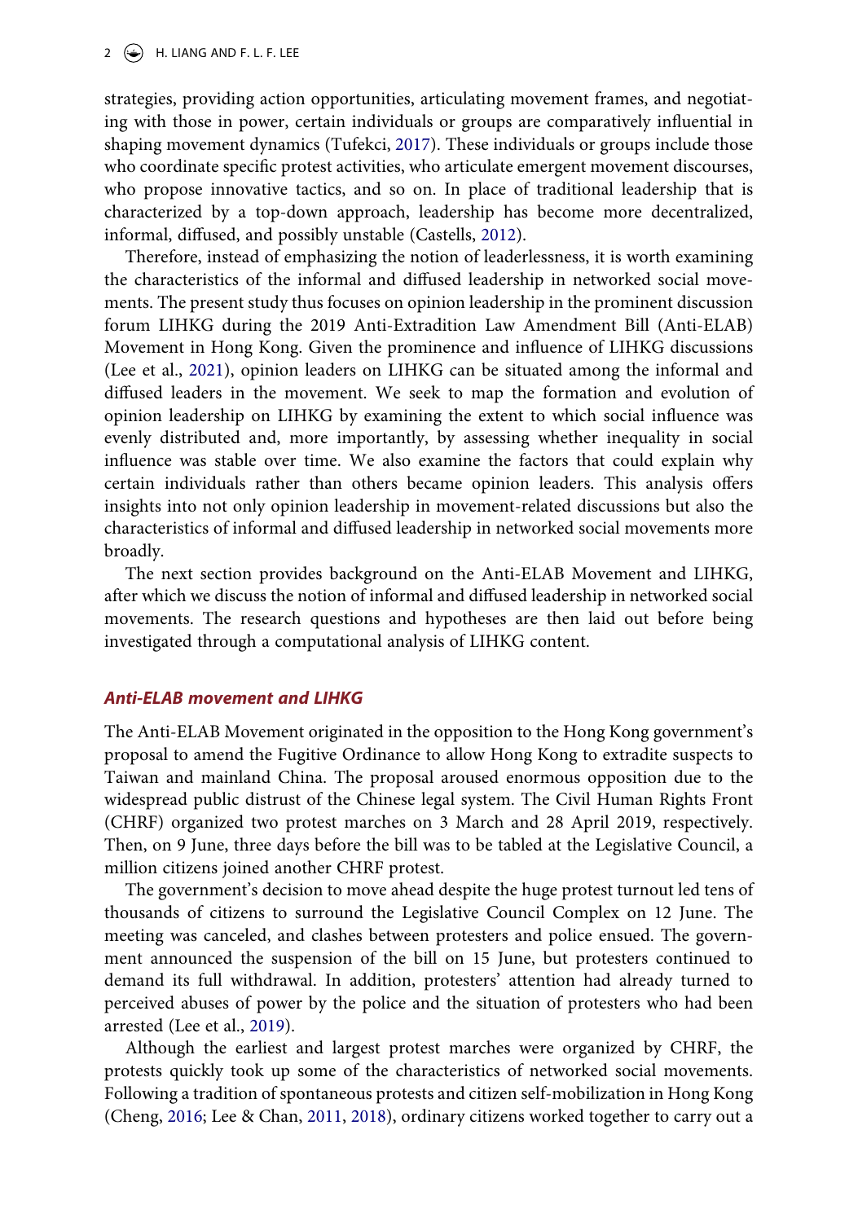strategies, providing action opportunities, articulating movement frames, and negotiating with those in power, certain individuals or groups are comparatively influential in shaping movement dynamics (Tufekci, 2017). These individuals or groups include those who coordinate specific protest activities, who articulate emergent movement discourses, who propose innovative tactics, and so on. In place of traditional leadership that is characterized by a top-down approach, leadership has become more decentralized, informal, diffused, and possibly unstable (Castells, 2012).

Therefore, instead of emphasizing the notion of leaderlessness, it is worth examining the characteristics of the informal and diffused leadership in networked social movements. The present study thus focuses on opinion leadership in the prominent discussion forum LIHKG during the 2019 Anti-Extradition Law Amendment Bill (Anti-ELAB) Movement in Hong Kong. Given the prominence and influence of LIHKG discussions (Lee et al., 2021), opinion leaders on LIHKG can be situated among the informal and diffused leaders in the movement. We seek to map the formation and evolution of opinion leadership on LIHKG by examining the extent to which social influence was evenly distributed and, more importantly, by assessing whether inequality in social influence was stable over time. We also examine the factors that could explain why certain individuals rather than others became opinion leaders. This analysis offers insights into not only opinion leadership in movement-related discussions but also the characteristics of informal and diffused leadership in networked social movements more broadly.

The next section provides background on the Anti-ELAB Movement and LIHKG, after which we discuss the notion of informal and diffused leadership in networked social movements. The research questions and hypotheses are then laid out before being investigated through a computational analysis of LIHKG content.

## *Anti-ELAB movement and LIHKG*

The Anti-ELAB Movement originated in the opposition to the Hong Kong government's proposal to amend the Fugitive Ordinance to allow Hong Kong to extradite suspects to Taiwan and mainland China. The proposal aroused enormous opposition due to the widespread public distrust of the Chinese legal system. The Civil Human Rights Front (CHRF) organized two protest marches on 3 March and 28 April 2019, respectively. Then, on 9 June, three days before the bill was to be tabled at the Legislative Council, a million citizens joined another CHRF protest.

The government's decision to move ahead despite the huge protest turnout led tens of thousands of citizens to surround the Legislative Council Complex on 12 June. The meeting was canceled, and clashes between protesters and police ensued. The government announced the suspension of the bill on 15 June, but protesters continued to demand its full withdrawal. In addition, protesters' attention had already turned to perceived abuses of power by the police and the situation of protesters who had been arrested (Lee et al., 2019).

Although the earliest and largest protest marches were organized by CHRF, the protests quickly took up some of the characteristics of networked social movements. Following a tradition of spontaneous protests and citizen self-mobilization in Hong Kong (Cheng, 2016; Lee & Chan, 2011, 2018), ordinary citizens worked together to carry out a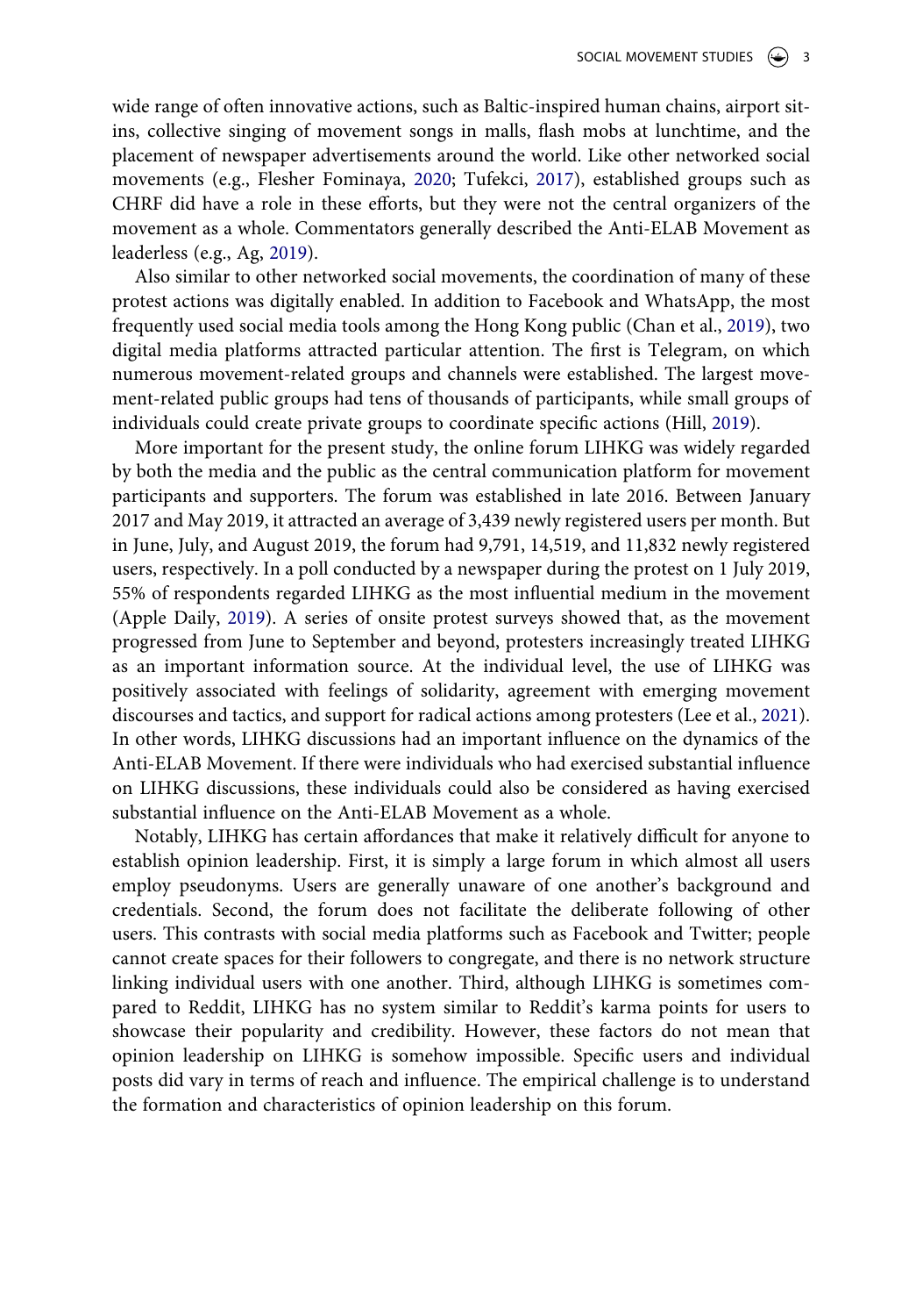wide range of often innovative actions, such as Baltic-inspired human chains, airport sit-ins, collective singing of movement songs in malls, flash mobs at lunchtime, and the placement of newspaper advertisements around the world. Like other networked social movements (e.g., Flesher Fominaya, 2020; Tufekci, 2017), established groups such as CHRF did have a role in these efforts, but they were not the central organizers of the movement as a whole. Commentators generally described the Anti-ELAB Movement as leaderless (e.g., Ag, 2019).

Also similar to other networked social movements, the coordination of many of these protest actions was digitally enabled. In addition to Facebook and WhatsApp, the most frequently used social media tools among the Hong Kong public (Chan et al., 2019), two digital media platforms attracted particular attention. The first is Telegram, on which numerous movement-related groups and channels were established. The largest movement-related public groups had tens of thousands of participants, while small groups of individuals could create private groups to coordinate specific actions (Hill, 2019).

More important for the present study, the online forum LIHKG was widely regarded by both the media and the public as the central communication platform for movement participants and supporters. The forum was established in late 2016. Between January 2017 and May 2019, it attracted an average of 3,439 newly registered users per month. But in June, July, and August 2019, the forum had 9,791, 14,519, and 11,832 newly registered users, respectively. In a poll conducted by a newspaper during the protest on 1 July 2019, 55% of respondents regarded LIHKG as the most influential medium in the movement (Apple Daily, 2019). A series of onsite protest surveys showed that, as the movement progressed from June to September and beyond, protesters increasingly treated LIHKG as an important information source. At the individual level, the use of LIHKG was positively associated with feelings of solidarity, agreement with emerging movement discourses and tactics, and support for radical actions among protesters (Lee et al., 2021). In other words, LIHKG discussions had an important influence on the dynamics of the Anti-ELAB Movement. If there were individuals who had exercised substantial influence on LIHKG discussions, these individuals could also be considered as having exercised substantial influence on the Anti-ELAB Movement as a whole.

Notably, LIHKG has certain affordances that make it relatively difficult for anyone to establish opinion leadership. First, it is simply a large forum in which almost all users employ pseudonyms. Users are generally unaware of one another's background and credentials. Second, the forum does not facilitate the deliberate following of other users. This contrasts with social media platforms such as Facebook and Twitter; people cannot create spaces for their followers to congregate, and there is no network structure linking individual users with one another. Third, although LIHKG is sometimes compared to Reddit, LIHKG has no system similar to Reddit's karma points for users to showcase their popularity and credibility. However, these factors do not mean that opinion leadership on LIHKG is somehow impossible. Specific users and individual posts did vary in terms of reach and influence. The empirical challenge is to understand the formation and characteristics of opinion leadership on this forum.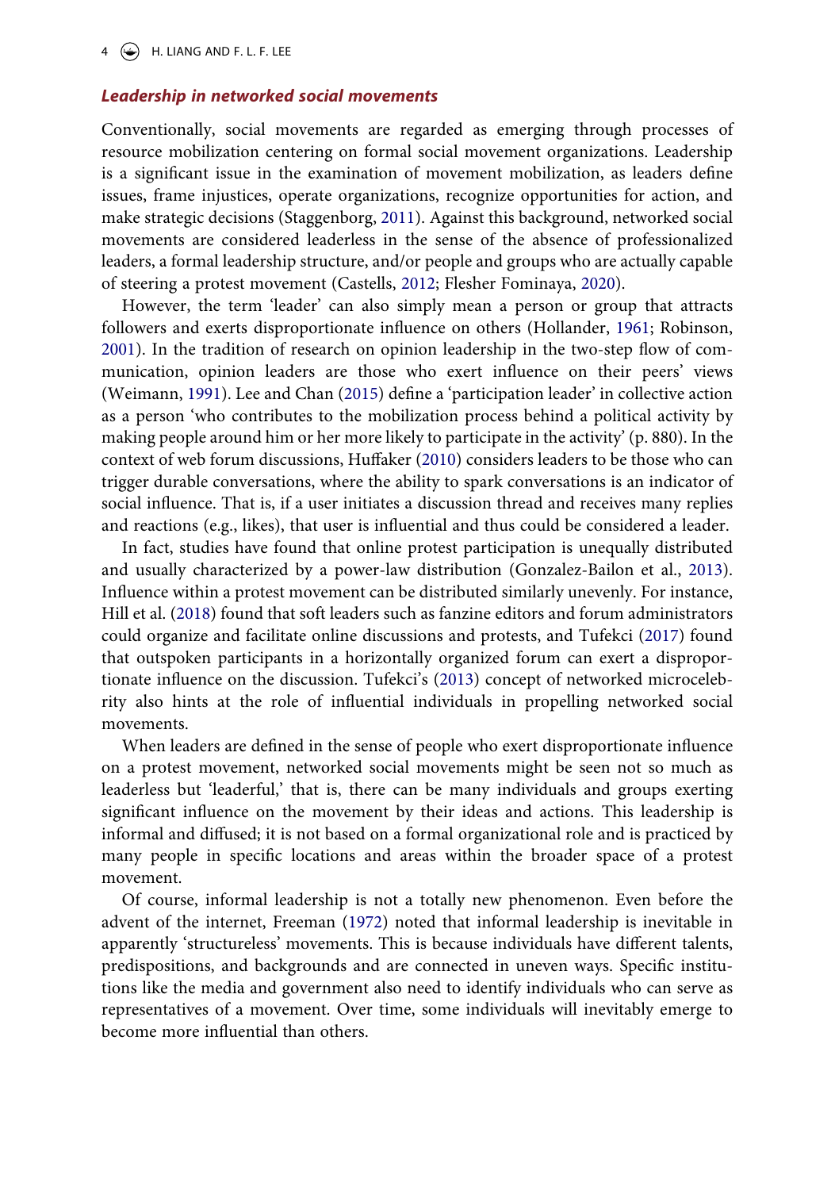### *Leadership in networked social movements*

Conventionally, social movements are regarded as emerging through processes of resource mobilization centering on formal social movement organizations. Leadership is a significant issue in the examination of movement mobilization, as leaders define issues, frame injustices, operate organizations, recognize opportunities for action, and make strategic decisions (Staggenborg, 2011). Against this background, networked social movements are considered leaderless in the sense of the absence of professionalized leaders, a formal leadership structure, and/or people and groups who are actually capable of steering a protest movement (Castells, 2012; Flesher Fominaya, 2020).

However, the term 'leader' can also simply mean a person or group that attracts followers and exerts disproportionate influence on others (Hollander, 1961; Robinson, 2001). In the tradition of research on opinion leadership in the two-step flow of communication, opinion leaders are those who exert influence on their peers' views (Weimann, 1991). Lee and Chan (2015) define a 'participation leader' in collective action as a person 'who contributes to the mobilization process behind a political activity by making people around him or her more likely to participate in the activity' (p. 880). In the context of web forum discussions, Huffaker (2010) considers leaders to be those who can trigger durable conversations, where the ability to spark conversations is an indicator of social influence. That is, if a user initiates a discussion thread and receives many replies and reactions (e.g., likes), that user is influential and thus could be considered a leader.

In fact, studies have found that online protest participation is unequally distributed and usually characterized by a power-law distribution (Gonzalez-Bailon et al., 2013). Influence within a protest movement can be distributed similarly unevenly. For instance, Hill et al. (2018) found that soft leaders such as fanzine editors and forum administrators could organize and facilitate online discussions and protests, and Tufekci (2017) found that outspoken participants in a horizontally organized forum can exert a disproportionate influence on the discussion. Tufekci's (2013) concept of networked microcelebrity also hints at the role of influential individuals in propelling networked social movements.

When leaders are defined in the sense of people who exert disproportionate influence on a protest movement, networked social movements might be seen not so much as leaderless but 'leaderful,' that is, there can be many individuals and groups exerting significant influence on the movement by their ideas and actions. This leadership is informal and diffused; it is not based on a formal organizational role and is practiced by many people in specific locations and areas within the broader space of a protest movement.

Of course, informal leadership is not a totally new phenomenon. Even before the advent of the internet, Freeman (1972) noted that informal leadership is inevitable in apparently 'structureless' movements. This is because individuals have different talents, predispositions, and backgrounds and are connected in uneven ways. Specific institutions like the media and government also need to identify individuals who can serve as representatives of a movement. Over time, some individuals will inevitably emerge to become more influential than others.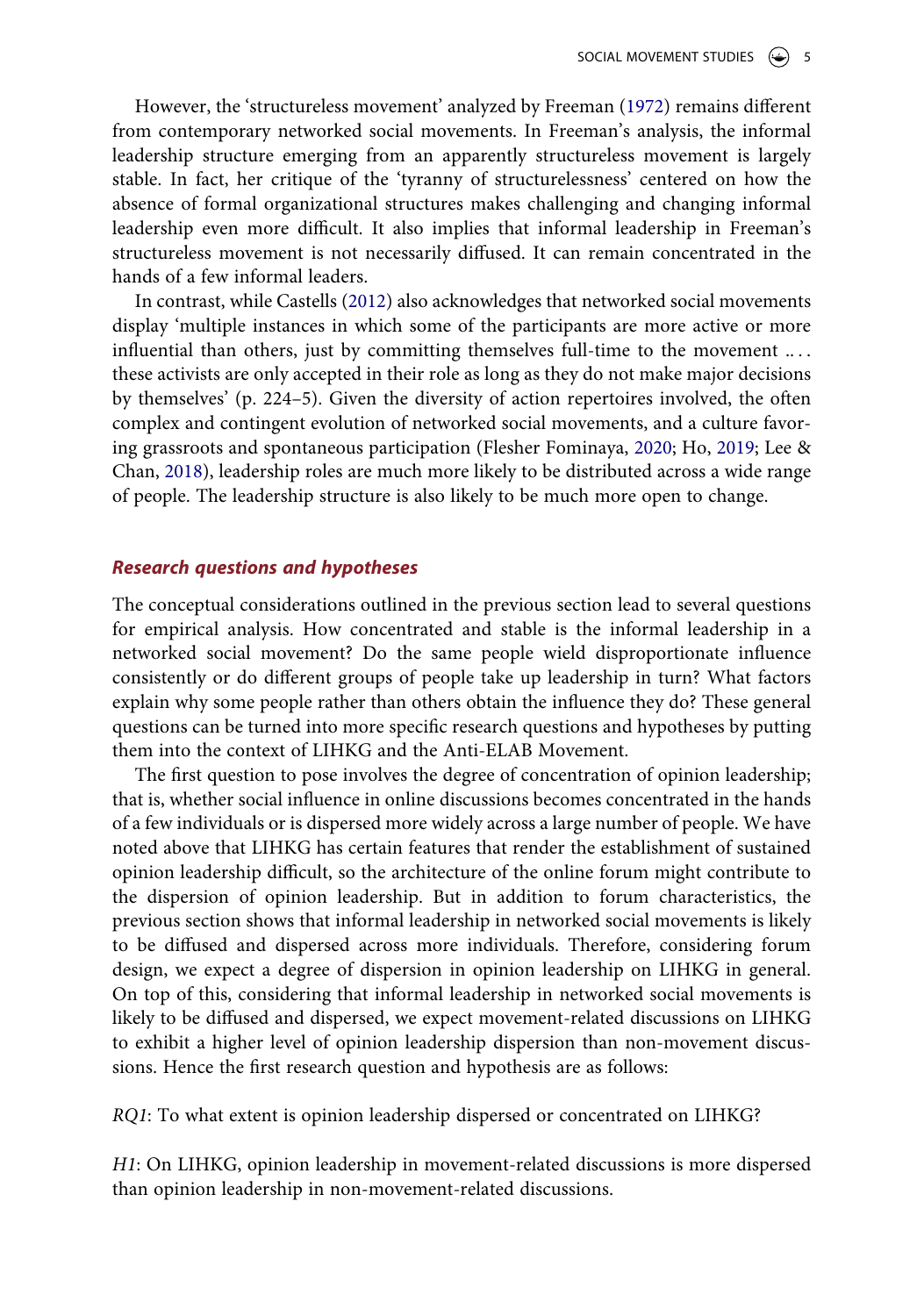However, the 'structureless movement' analyzed by Freeman (1972) remains different from contemporary networked social movements. In Freeman's analysis, the informal leadership structure emerging from an apparently structureless movement is largely stable. In fact, her critique of the 'tyranny of structurelessness' centered on how the absence of formal organizational structures makes challenging and changing informal leadership even more difficult. It also implies that informal leadership in Freeman's structureless movement is not necessarily diffused. It can remain concentrated in the hands of a few informal leaders.

In contrast, while Castells (2012) also acknowledges that networked social movements display 'multiple instances in which some of the participants are more active or more influential than others, just by committing themselves full-time to the movement .. . . these activists are only accepted in their role as long as they do not make major decisions by themselves' (p. 224–5). Given the diversity of action repertoires involved, the often complex and contingent evolution of networked social movements, and a culture favoring grassroots and spontaneous participation (Flesher Fominaya, 2020; Ho, 2019; Lee & Chan, 2018), leadership roles are much more likely to be distributed across a wide range of people. The leadership structure is also likely to be much more open to change.

### *Research questions and hypotheses*

The conceptual considerations outlined in the previous section lead to several questions for empirical analysis. How concentrated and stable is the informal leadership in a networked social movement? Do the same people wield disproportionate influence consistently or do different groups of people take up leadership in turn? What factors explain why some people rather than others obtain the influence they do? These general questions can be turned into more specific research questions and hypotheses by putting them into the context of LIHKG and the Anti-ELAB Movement.

The first question to pose involves the degree of concentration of opinion leadership; that is, whether social influence in online discussions becomes concentrated in the hands of a few individuals or is dispersed more widely across a large number of people. We have noted above that LIHKG has certain features that render the establishment of sustained opinion leadership difficult, so the architecture of the online forum might contribute to the dispersion of opinion leadership. But in addition to forum characteristics, the previous section shows that informal leadership in networked social movements is likely to be diffused and dispersed across more individuals. Therefore, considering forum design, we expect a degree of dispersion in opinion leadership on LIHKG in general. On top of this, considering that informal leadership in networked social movements is likely to be diffused and dispersed, we expect movement-related discussions on LIHKG to exhibit a higher level of opinion leadership dispersion than non-movement discussions. Hence the first research question and hypothesis are as follows:

*RQ1*: To what extent is opinion leadership dispersed or concentrated on LIHKG?

*H1*: On LIHKG, opinion leadership in movement-related discussions is more dispersed than opinion leadership in non-movement-related discussions.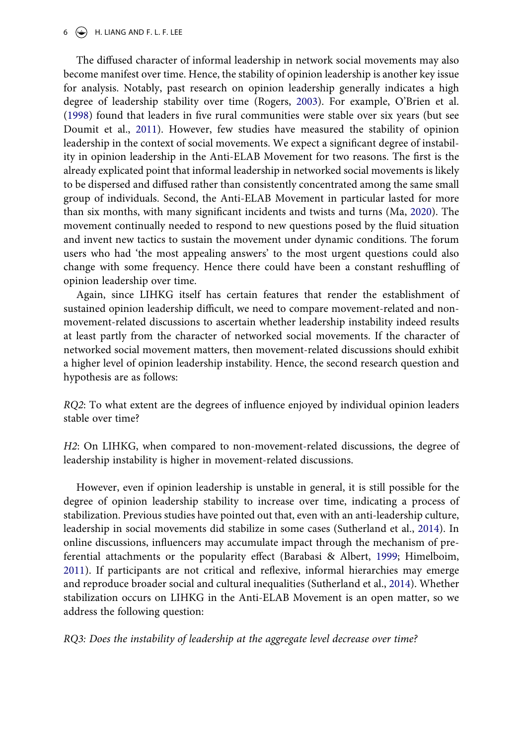The diffused character of informal leadership in network social movements may also become manifest over time. Hence, the stability of opinion leadership is another key issue for analysis. Notably, past research on opinion leadership generally indicates a high degree of leadership stability over time (Rogers, 2003). For example, O'Brien et al. (1998) found that leaders in five rural communities were stable over six years (but see Doumit et al., 2011). However, few studies have measured the stability of opinion leadership in the context of social movements. We expect a significant degree of instability in opinion leadership in the Anti-ELAB Movement for two reasons. The first is the already explicated point that informal leadership in networked social movements is likely to be dispersed and diffused rather than consistently concentrated among the same small group of individuals. Second, the Anti-ELAB Movement in particular lasted for more than six months, with many significant incidents and twists and turns (Ma, 2020). The movement continually needed to respond to new questions posed by the fluid situation and invent new tactics to sustain the movement under dynamic conditions. The forum users who had 'the most appealing answers' to the most urgent questions could also change with some frequency. Hence there could have been a constant reshuffling of opinion leadership over time.

Again, since LIHKG itself has certain features that render the establishment of sustained opinion leadership difficult, we need to compare movement-related and non-movement-related discussions to ascertain whether leadership instability indeed results at least partly from the character of networked social movements. If the character of networked social movement matters, then movement-related discussions should exhibit a higher level of opinion leadership instability. Hence, the second research question and hypothesis are as follows:

*RQ2*: To what extent are the degrees of influence enjoyed by individual opinion leaders stable over time?

*H2*: On LIHKG, when compared to non-movement-related discussions, the degree of leadership instability is higher in movement-related discussions.

However, even if opinion leadership is unstable in general, it is still possible for the degree of opinion leadership stability to increase over time, indicating a process of stabilization. Previous studies have pointed out that, even with an anti-leadership culture, leadership in social movements did stabilize in some cases (Sutherland et al., 2014). In online discussions, influencers may accumulate impact through the mechanism of preferential attachments or the popularity effect (Barabasi & Albert, 1999; Himelboim, 2011). If participants are not critical and reflexive, informal hierarchies may emerge and reproduce broader social and cultural inequalities (Sutherland et al., 2014). Whether stabilization occurs on LIHKG in the Anti-ELAB Movement is an open matter, so we address the following question:

*RQ3: Does the instability of leadership at the aggregate level decrease over time?*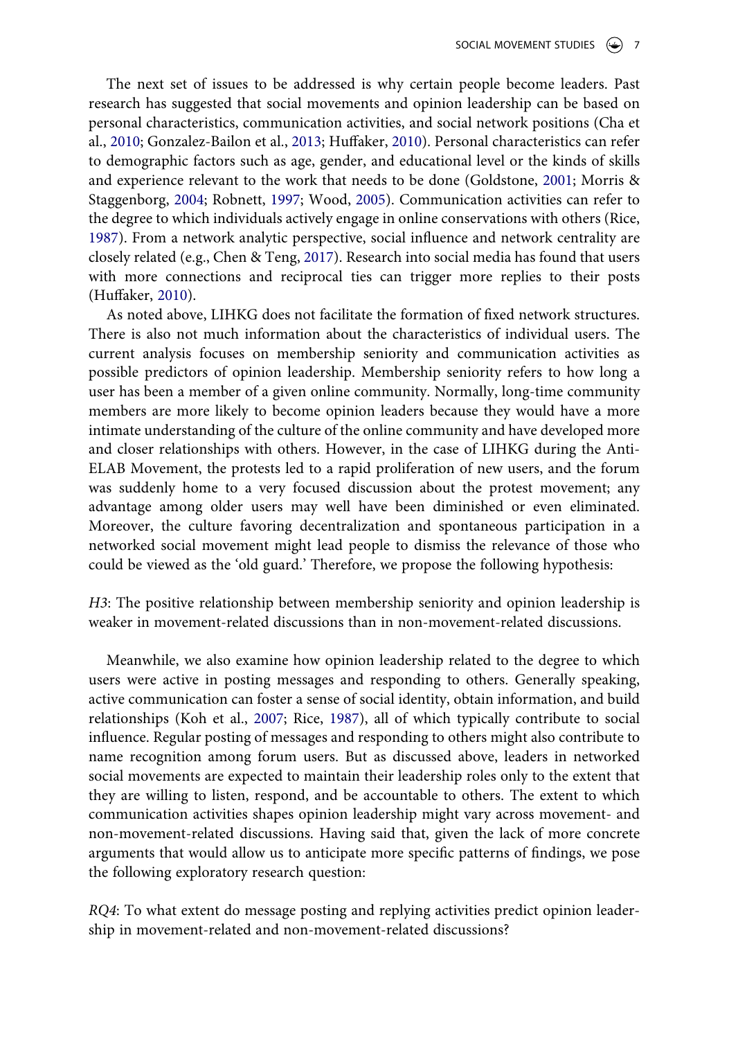The next set of issues to be addressed is why certain people become leaders. Past research has suggested that social movements and opinion leadership can be based on personal characteristics, communication activities, and social network positions (Cha et al., 2010; Gonzalez-Bailon et al., 2013; Huffaker, 2010). Personal characteristics can refer to demographic factors such as age, gender, and educational level or the kinds of skills and experience relevant to the work that needs to be done (Goldstone, 2001; Morris & Staggenborg, 2004; Robnett, 1997; Wood, 2005). Communication activities can refer to the degree to which individuals actively engage in online conservations with others (Rice, 1987). From a network analytic perspective, social influence and network centrality are closely related (e.g., Chen & Teng, 2017). Research into social media has found that users with more connections and reciprocal ties can trigger more replies to their posts (Huffaker, 2010).

As noted above, LIHKG does not facilitate the formation of fixed network structures. There is also not much information about the characteristics of individual users. The current analysis focuses on membership seniority and communication activities as possible predictors of opinion leadership. Membership seniority refers to how long a user has been a member of a given online community. Normally, long-time community members are more likely to become opinion leaders because they would have a more intimate understanding of the culture of the online community and have developed more and closer relationships with others. However, in the case of LIHKG during the Anti-ELAB Movement, the protests led to a rapid proliferation of new users, and the forum was suddenly home to a very focused discussion about the protest movement; any advantage among older users may well have been diminished or even eliminated. Moreover, the culture favoring decentralization and spontaneous participation in a networked social movement might lead people to dismiss the relevance of those who could be viewed as the 'old guard.' Therefore, we propose the following hypothesis:

*H3*: The positive relationship between membership seniority and opinion leadership is weaker in movement-related discussions than in non-movement-related discussions.

Meanwhile, we also examine how opinion leadership related to the degree to which users were active in posting messages and responding to others. Generally speaking, active communication can foster a sense of social identity, obtain information, and build relationships (Koh et al., 2007; Rice, 1987), all of which typically contribute to social influence. Regular posting of messages and responding to others might also contribute to name recognition among forum users. But as discussed above, leaders in networked social movements are expected to maintain their leadership roles only to the extent that they are willing to listen, respond, and be accountable to others. The extent to which communication activities shapes opinion leadership might vary across movement- and non-movement-related discussions. Having said that, given the lack of more concrete arguments that would allow us to anticipate more specific patterns of findings, we pose the following exploratory research question:

*RQ4*: To what extent do message posting and replying activities predict opinion leadership in movement-related and non-movement-related discussions?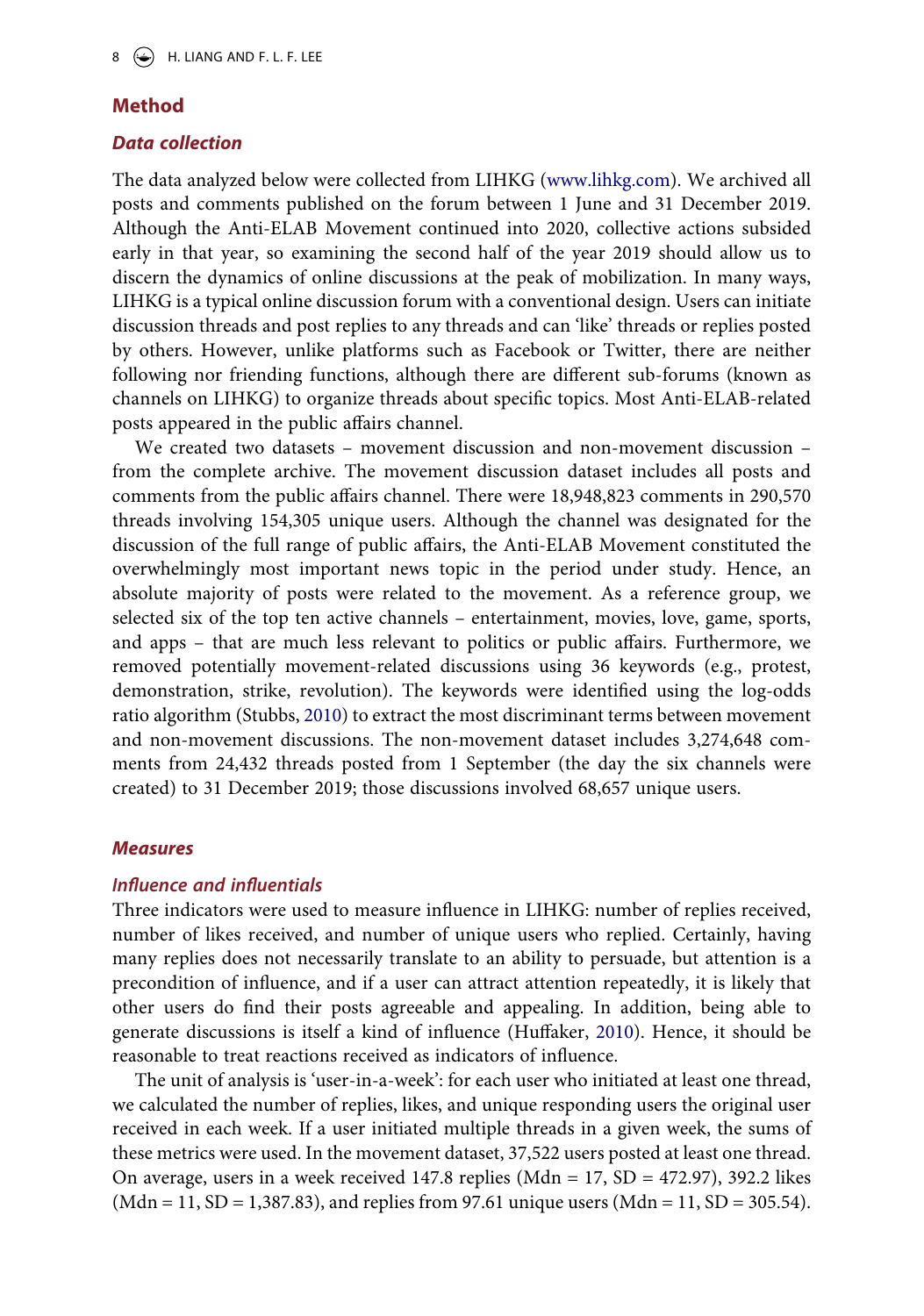## Method

### Data collection

The data analyzed below were collected from LIHKG (www.lihkg.com). We archived all posts and comments published on the forum between 1 June and 31 December 2019. Although the Anti-ELAB Movement continued into 2020, collective actions subsided early in that year, so examining the second half of the year 2019 should allow us to discern the dynamics of online discussions at the peak of mobilization. In many ways, LIHKG is a typical online discussion forum with a conventional design. Users can initiate discussion threads and post replies to any threads and can 'like' threads or replies posted by others. However, unlike platforms such as Facebook or Twitter, there are neither following nor friending functions, although there are different sub-forums (known as channels on LIHKG) to organize threads about specific topics. Most Anti-ELAB-related posts appeared in the public affairs channel.

We created two datasets – movement discussion and non-movement discussion – from the complete archive. The movement discussion dataset includes all posts and comments from the public affairs channel. There were 18,948,823 comments in 290,570 threads involving 154,305 unique users. Although the channel was designated for the discussion of the full range of public affairs, the Anti-ELAB Movement constituted the overwhelmingly most important news topic in the period under study. Hence, an absolute majority of posts were related to the movement. As a reference group, we selected six of the top ten active channels – entertainment, movies, love, game, sports, and apps – that are much less relevant to politics or public affairs. Furthermore, we removed potentially movement-related discussions using 36 keywords (e.g., protest, demonstration, strike, revolution). The keywords were identified using the log-odds ratio algorithm (Stubbs, 2010) to extract the most discriminant terms between movement and non-movement discussions. The non-movement dataset includes 3,274,648 comments from 24,432 threads posted from 1 September (the day the six channels were created) to 31 December 2019; those discussions involved 68,657 unique users.

### Measures

### Influence and influentials

Three indicators were used to measure influence in LIHKG: number of replies received, number of likes received, and number of unique users who replied. Certainly, having many replies does not necessarily translate to an ability to persuade, but attention is a precondition of influence, and if a user can attract attention repeatedly, it is likely that other users do find their posts agreeable and appealing. In addition, being able to generate discussions is itself a kind of influence (Huffaker, 2010). Hence, it should be reasonable to treat reactions received as indicators of influence.

The unit of analysis is 'user-in-a-week': for each user who initiated at least one thread, we calculated the number of replies, likes, and unique responding users the original user received in each week. If a user initiated multiple threads in a given week, the sums of these metrics were used. In the movement dataset, 37,522 users posted at least one thread. On average, users in a week received 147.8 replies (Mdn = 17, SD = 472.97), 392.2 likes (Mdn = 11, SD = 1,387.83), and replies from 97.61 unique users (Mdn = 11, SD = 305.54).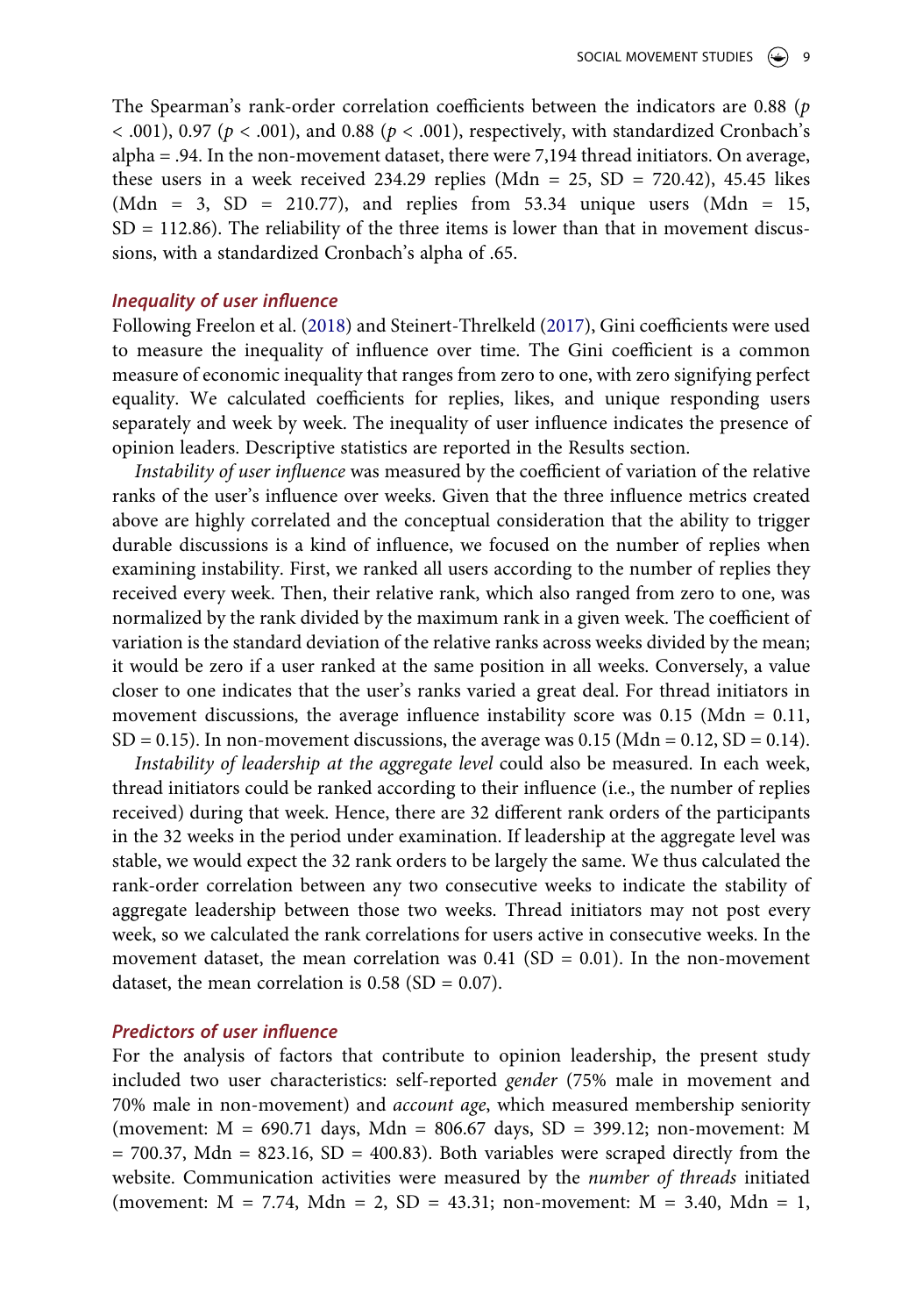The Spearman's rank-order correlation coefficients between the indicators are 0.88 ($p < .001$), 0.97 ($p < .001$), and 0.88 ($p < .001$), respectively, with standardized Cronbach's alpha = .94. In the non-movement dataset, there were 7,194 thread initiators. On average, these users in a week received 234.29 replies (Mdn = 25, SD = 720.42), 45.45 likes (Mdn = 3, SD = 210.77), and replies from 53.34 unique users (Mdn = 15, SD = 112.86). The reliability of the three items is lower than that in movement discussions, with a standardized Cronbach's alpha of .65.

### *Inequality of user influence*

Following Freelon et al. (2018) and Steinert-Threlkeld (2017), Gini coefficients were used to measure the inequality of influence over time. The Gini coefficient is a common measure of economic inequality that ranges from zero to one, with zero signifying perfect equality. We calculated coefficients for replies, likes, and unique responding users separately and week by week. The inequality of user influence indicates the presence of opinion leaders. Descriptive statistics are reported in the Results section.

*Instability of user influence* was measured by the coefficient of variation of the relative ranks of the user's influence over weeks. Given that the three influence metrics created above are highly correlated and the conceptual consideration that the ability to trigger durable discussions is a kind of influence, we focused on the number of replies when examining instability. First, we ranked all users according to the number of replies they received every week. Then, their relative rank, which also ranged from zero to one, was normalized by the rank divided by the maximum rank in a given week. The coefficient of variation is the standard deviation of the relative ranks across weeks divided by the mean; it would be zero if a user ranked at the same position in all weeks. Conversely, a value closer to one indicates that the user's ranks varied a great deal. For thread initiators in movement discussions, the average influence instability score was 0.15 (Mdn = 0.11, SD = 0.15). In non-movement discussions, the average was 0.15 (Mdn = 0.12, SD = 0.14).

*Instability of leadership at the aggregate level* could also be measured. In each week, thread initiators could be ranked according to their influence (i.e., the number of replies received) during that week. Hence, there are 32 different rank orders of the participants in the 32 weeks in the period under examination. If leadership at the aggregate level was stable, we would expect the 32 rank orders to be largely the same. We thus calculated the rank-order correlation between any two consecutive weeks to indicate the stability of aggregate leadership between those two weeks. Thread initiators may not post every week, so we calculated the rank correlations for users active in consecutive weeks. In the movement dataset, the mean correlation was 0.41 (SD = 0.01). In the non-movement dataset, the mean correlation is 0.58 (SD = 0.07).

### *Predictors of user influence*

For the analysis of factors that contribute to opinion leadership, the present study included two user characteristics: self-reported *gender* (75% male in movement and 70% male in non-movement) and *account age*, which measured membership seniority (movement: M = 690.71 days, Mdn = 806.67 days, SD = 399.12; non-movement: M = 700.37, Mdn = 823.16, SD = 400.83). Both variables were scraped directly from the website. Communication activities were measured by the *number of threads* initiated (movement: M = 7.74, Mdn = 2, SD = 43.31; non-movement: M = 3.40, Mdn = 1,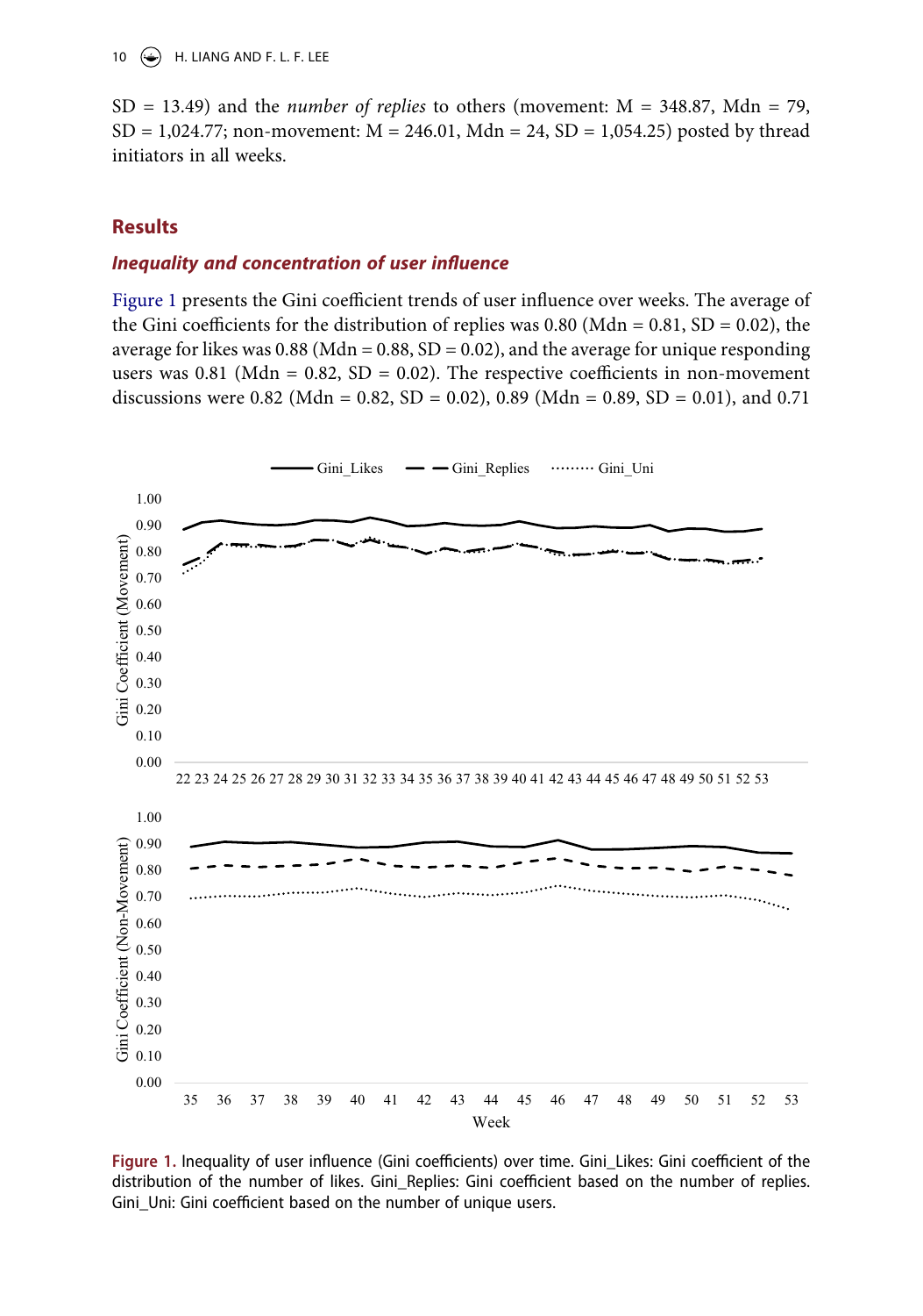SD = 13.49) and the *number of replies* to others (movement: M = 348.87, Mdn = 79, SD = 1,024.77; non-movement: M = 246.01, Mdn = 24, SD = 1,054.25) posted by thread initiators in all weeks.

## Results

### *Inequality and concentration of user influence*

Figure 1 presents the Gini coefficient trends of user influence over weeks. The average of the Gini coefficients for the distribution of replies was 0.80 (Mdn = 0.81, SD = 0.02), the average for likes was 0.88 (Mdn = 0.88, SD = 0.02), and the average for unique responding users was 0.81 (Mdn = 0.82, SD = 0.02). The respective coefficients in non-movement discussions were 0.82 (Mdn = 0.82, SD = 0.02), 0.89 (Mdn = 0.89, SD = 0.01), and 0.71

**Figure 1.** Inequality of user influence (Gini coefficients) over time. Gini_Likes: Gini coefficient of the distribution of the number of likes. Gini_Replies: Gini coefficient based on the number of replies. Gini_Uni: Gini coefficient based on the number of unique users.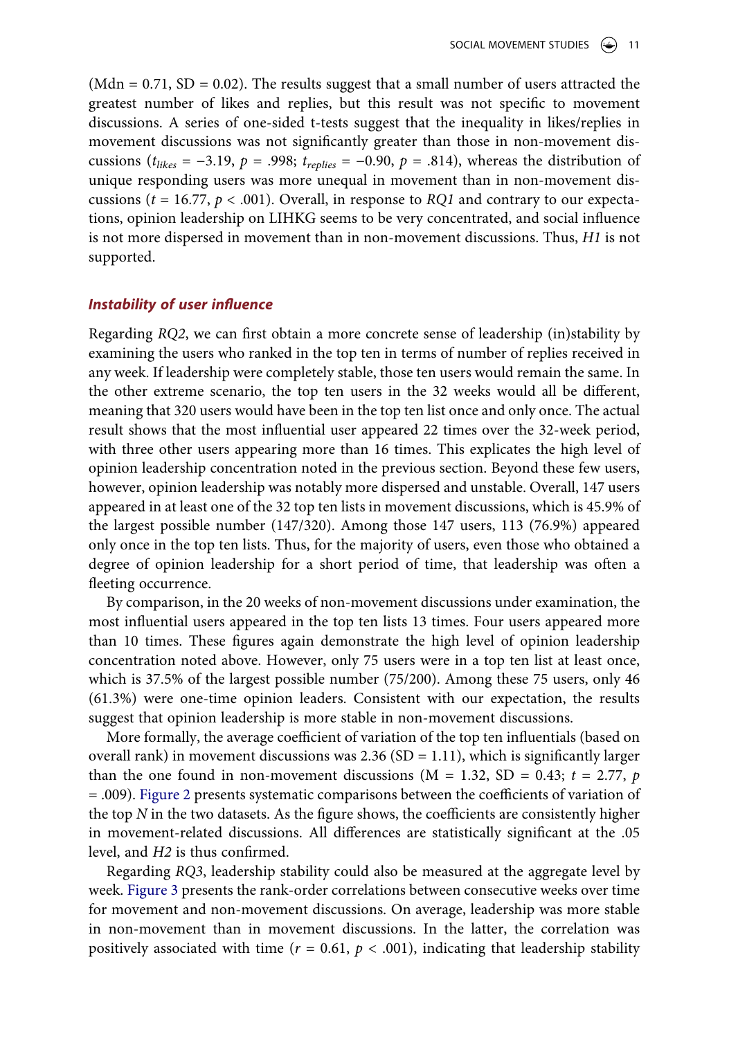(Mdn = 0.71, SD = 0.02). The results suggest that a small number of users attracted the greatest number of likes and replies, but this result was not specific to movement discussions. A series of one-sided t-tests suggest that the inequality in likes/replies in movement discussions was not significantly greater than those in non-movement discussions ($t_{likes} = -3.19$, $p = .998$; $t_{replies} = -0.90$, $p = .814$), whereas the distribution of unique responding users was more unequal in movement than in non-movement discussions ($t = 16.77$, $p < .001$). Overall, in response to *RQ1* and contrary to our expectations, opinion leadership on LIHKG seems to be very concentrated, and social influence is not more dispersed in movement than in non-movement discussions. Thus, *H1* is not supported.

### *Instability of user influence*

Regarding *RQ2*, we can first obtain a more concrete sense of leadership (in)stability by examining the users who ranked in the top ten in terms of number of replies received in any week. If leadership were completely stable, those ten users would remain the same. In the other extreme scenario, the top ten users in the 32 weeks would all be different, meaning that 320 users would have been in the top ten list once and only once. The actual result shows that the most influential user appeared 22 times over the 32-week period, with three other users appearing more than 16 times. This explicates the high level of opinion leadership concentration noted in the previous section. Beyond these few users, however, opinion leadership was notably more dispersed and unstable. Overall, 147 users appeared in at least one of the 32 top ten lists in movement discussions, which is 45.9% of the largest possible number (147/320). Among those 147 users, 113 (76.9%) appeared only once in the top ten lists. Thus, for the majority of users, even those who obtained a degree of opinion leadership for a short period of time, that leadership was often a fleeting occurrence.

By comparison, in the 20 weeks of non-movement discussions under examination, the most influential users appeared in the top ten lists 13 times. Four users appeared more than 10 times. These figures again demonstrate the high level of opinion leadership concentration noted above. However, only 75 users were in a top ten list at least once, which is 37.5% of the largest possible number (75/200). Among these 75 users, only 46 (61.3%) were one-time opinion leaders. Consistent with our expectation, the results suggest that opinion leadership is more stable in non-movement discussions.

More formally, the average coefficient of variation of the top ten influentials (based on overall rank) in movement discussions was 2.36 (SD = 1.11), which is significantly larger than the one found in non-movement discussions (M = 1.32, SD = 0.43; $t = 2.77$, $p = .009$). Figure 2 presents systematic comparisons between the coefficients of variation of the top $N$ in the two datasets. As the figure shows, the coefficients are consistently higher in movement-related discussions. All differences are statistically significant at the .05 level, and *H2* is thus confirmed.

Regarding *RQ3*, leadership stability could also be measured at the aggregate level by week. Figure 3 presents the rank-order correlations between consecutive weeks over time for movement and non-movement discussions. On average, leadership was more stable in non-movement than in movement discussions. In the latter, the correlation was positively associated with time ($r = 0.61$, $p < .001$), indicating that leadership stability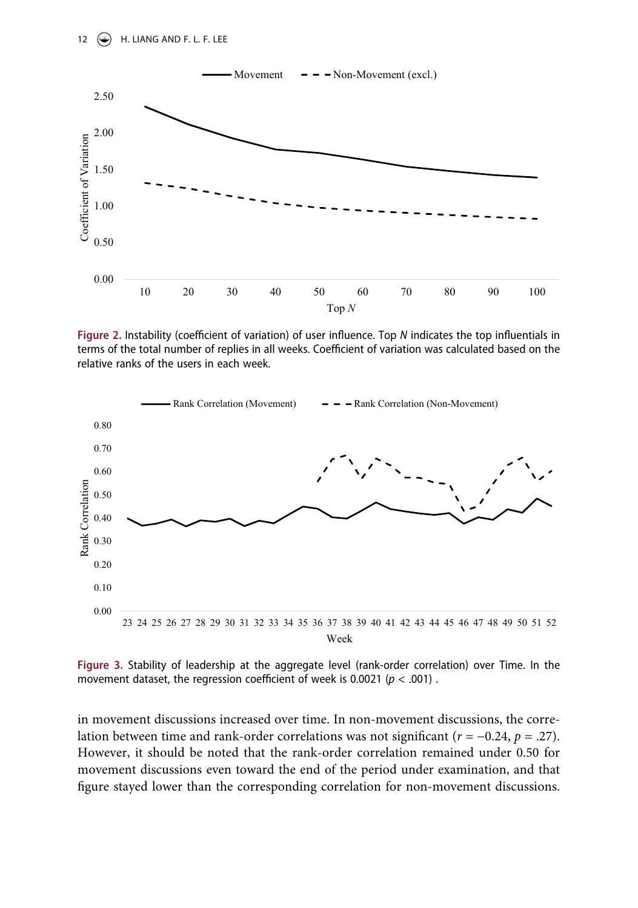**Figure 2.** Instability (coefficient of variation) of user influence. Top *N* indicates the top influentials in terms of the total number of replies in all weeks. Coefficient of variation was calculated based on the relative ranks of the users in each week.

**Figure 3.** Stability of leadership at the aggregate level (rank-order correlation) over Time. In the movement dataset, the regression coefficient of week is 0.0021 ($p < .001$) .

in movement discussions increased over time. In non-movement discussions, the correlation between time and rank-order correlations was not significant ($r = -0.24$, $p = .27$). However, it should be noted that the rank-order correlation remained under 0.50 for movement discussions even toward the end of the period under examination, and that figure stayed lower than the corresponding correlation for non-movement discussions.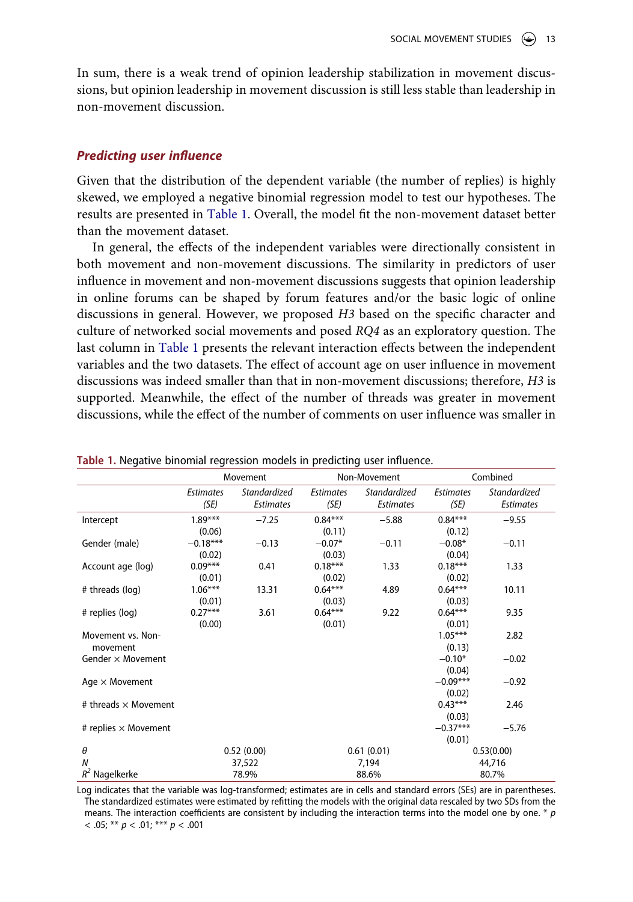In sum, there is a weak trend of opinion leadership stabilization in movement discussions, but opinion leadership in movement discussion is still less stable than leadership in non-movement discussion.

### *Predicting user influence*

Given that the distribution of the dependent variable (the number of replies) is highly skewed, we employed a negative binomial regression model to test our hypotheses. The results are presented in Table 1. Overall, the model fit the non-movement dataset better than the movement dataset.

In general, the effects of the independent variables were directionally consistent in both movement and non-movement discussions. The similarity in predictors of user influence in movement and non-movement discussions suggests that opinion leadership in online forums can be shaped by forum features and/or the basic logic of online discussions in general. However, we proposed *H3* based on the specific character and culture of networked social movements and posed *RQ4* as an exploratory question. The last column in Table 1 presents the relevant interaction effects between the independent variables and the two datasets. The effect of account age on user influence in movement discussions was indeed smaller than that in non-movement discussions; therefore, *H3* is supported. Meanwhile, the effect of the number of threads was greater in movement discussions, while the effect of the number of comments on user influence was smaller in

**Table 1.** Negative binomial regression models in predicting user influence.

| | Movement | | Non-Movement | | Combined | |
|---|---|---|---|---|---|---|
| | *Estimates (SE)* | *Standardized Estimates* | *Estimates (SE)* | *Standardized Estimates* | *Estimates (SE)* | *Standardized Estimates* |
| Intercept | 1.89*** (0.06) | −7.25 | 0.84*** (0.11) | −5.88 | 0.84*** (0.12) | −9.55 |
| Gender (male) | −0.18*** (0.02) | −0.13 | −0.07* (0.03) | −0.11 | −0.08* (0.04) | −0.11 |
| Account age (log) | 0.09*** (0.01) | 0.41 | 0.18*** (0.02) | 1.33 | 0.18*** (0.02) | 1.33 |
| # threads (log) | 1.06*** (0.01) | 13.31 | 0.64*** (0.03) | 4.89 | 0.64*** (0.03) | 10.11 |
| # replies (log) | 0.27*** (0.00) | 3.61 | 0.64*** (0.01) | 9.22 | 0.64*** (0.01) | 9.35 |
| Movement vs. Non-movement | | | | | 1.05*** (0.13) | 2.82 |
| Gender × Movement | | | | | −0.10* (0.04) | −0.02 |
| Age × Movement | | | | | −0.09*** (0.02) | −0.92 |
| # threads × Movement | | | | | 0.43*** (0.03) | 2.46 |
| # replies × Movement | | | | | −0.37*** (0.01) | −5.76 |
| $\theta$ | 0.52 (0.00) | | 0.61 (0.01) | | 0.53(0.00) | |
| *N* | 37,522 | | 7,194 | | 44,716 | |
| $R^2$ Nagelkerke | 78.9% | | 88.6% | | 80.7% | |

Log indicates that the variable was log-transformed; estimates are in cells and standard errors (SEs) are in parentheses. The standardized estimates were estimated by refitting the models with the original data rescaled by two SDs from the means. The interaction coefficients are consistent by including the interaction terms into the model one by one. * $p < .05$; ** $p < .01$; *** $p < .001$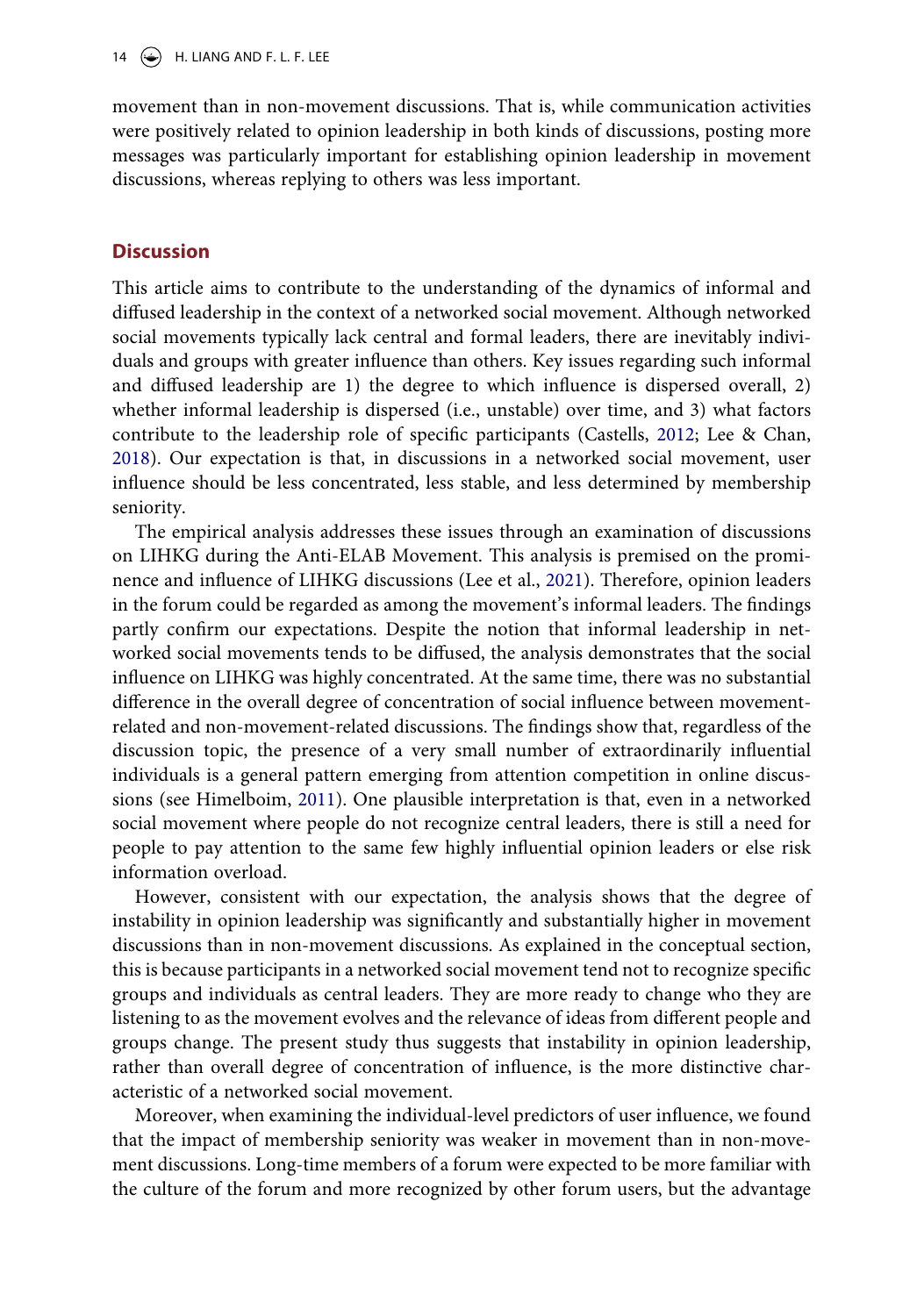movement than in non-movement discussions. That is, while communication activities were positively related to opinion leadership in both kinds of discussions, posting more messages was particularly important for establishing opinion leadership in movement discussions, whereas replying to others was less important.

## Discussion

This article aims to contribute to the understanding of the dynamics of informal and diffused leadership in the context of a networked social movement. Although networked social movements typically lack central and formal leaders, there are inevitably individuals and groups with greater influence than others. Key issues regarding such informal and diffused leadership are 1) the degree to which influence is dispersed overall, 2) whether informal leadership is dispersed (i.e., unstable) over time, and 3) what factors contribute to the leadership role of specific participants (Castells, 2012; Lee & Chan, 2018). Our expectation is that, in discussions in a networked social movement, user influence should be less concentrated, less stable, and less determined by membership seniority.

The empirical analysis addresses these issues through an examination of discussions on LIHKG during the Anti-ELAB Movement. This analysis is premised on the prominence and influence of LIHKG discussions (Lee et al., 2021). Therefore, opinion leaders in the forum could be regarded as among the movement's informal leaders. The findings partly confirm our expectations. Despite the notion that informal leadership in networked social movements tends to be diffused, the analysis demonstrates that the social influence on LIHKG was highly concentrated. At the same time, there was no substantial difference in the overall degree of concentration of social influence between movement-related and non-movement-related discussions. The findings show that, regardless of the discussion topic, the presence of a very small number of extraordinarily influential individuals is a general pattern emerging from attention competition in online discussions (see Himelboim, 2011). One plausible interpretation is that, even in a networked social movement where people do not recognize central leaders, there is still a need for people to pay attention to the same few highly influential opinion leaders or else risk information overload.

However, consistent with our expectation, the analysis shows that the degree of instability in opinion leadership was significantly and substantially higher in movement discussions than in non-movement discussions. As explained in the conceptual section, this is because participants in a networked social movement tend not to recognize specific groups and individuals as central leaders. They are more ready to change who they are listening to as the movement evolves and the relevance of ideas from different people and groups change. The present study thus suggests that instability in opinion leadership, rather than overall degree of concentration of influence, is the more distinctive characteristic of a networked social movement.

Moreover, when examining the individual-level predictors of user influence, we found that the impact of membership seniority was weaker in movement than in non-movement discussions. Long-time members of a forum were expected to be more familiar with the culture of the forum and more recognized by other forum users, but the advantage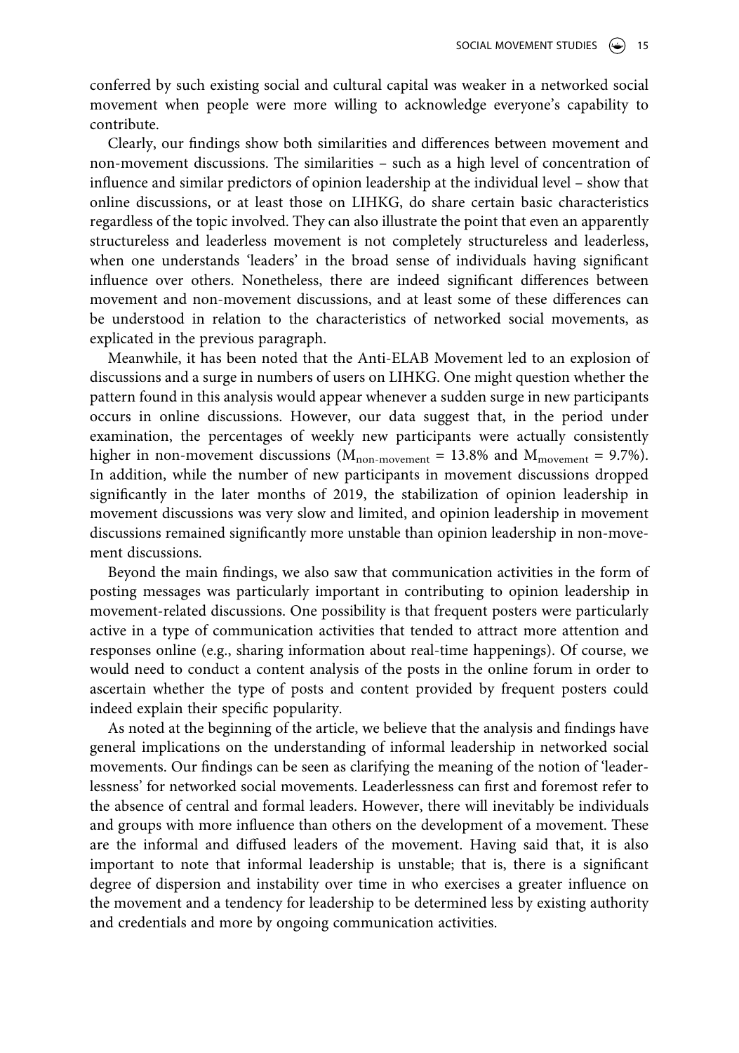conferred by such existing social and cultural capital was weaker in a networked social movement when people were more willing to acknowledge everyone's capability to contribute.

Clearly, our findings show both similarities and differences between movement and non-movement discussions. The similarities – such as a high level of concentration of influence and similar predictors of opinion leadership at the individual level – show that online discussions, or at least those on LIHKG, do share certain basic characteristics regardless of the topic involved. They can also illustrate the point that even an apparently structureless and leaderless movement is not completely structureless and leaderless, when one understands 'leaders' in the broad sense of individuals having significant influence over others. Nonetheless, there are indeed significant differences between movement and non-movement discussions, and at least some of these differences can be understood in relation to the characteristics of networked social movements, as explicated in the previous paragraph.

Meanwhile, it has been noted that the Anti-ELAB Movement led to an explosion of discussions and a surge in numbers of users on LIHKG. One might question whether the pattern found in this analysis would appear whenever a sudden surge in new participants occurs in online discussions. However, our data suggest that, in the period under examination, the percentages of weekly new participants were actually consistently higher in non-movement discussions ($M_{\text{non-movement}} = 13.8\%$ and $M_{\text{movement}} = 9.7\%$). In addition, while the number of new participants in movement discussions dropped significantly in the later months of 2019, the stabilization of opinion leadership in movement discussions was very slow and limited, and opinion leadership in movement discussions remained significantly more unstable than opinion leadership in non-movement discussions.

Beyond the main findings, we also saw that communication activities in the form of posting messages was particularly important in contributing to opinion leadership in movement-related discussions. One possibility is that frequent posters were particularly active in a type of communication activities that tended to attract more attention and responses online (e.g., sharing information about real-time happenings). Of course, we would need to conduct a content analysis of the posts in the online forum in order to ascertain whether the type of posts and content provided by frequent posters could indeed explain their specific popularity.

As noted at the beginning of the article, we believe that the analysis and findings have general implications on the understanding of informal leadership in networked social movements. Our findings can be seen as clarifying the meaning of the notion of 'leaderlessness' for networked social movements. Leaderlessness can first and foremost refer to the absence of central and formal leaders. However, there will inevitably be individuals and groups with more influence than others on the development of a movement. These are the informal and diffused leaders of the movement. Having said that, it is also important to note that informal leadership is unstable; that is, there is a significant degree of dispersion and instability over time in who exercises a greater influence on the movement and a tendency for leadership to be determined less by existing authority and credentials and more by ongoing communication activities.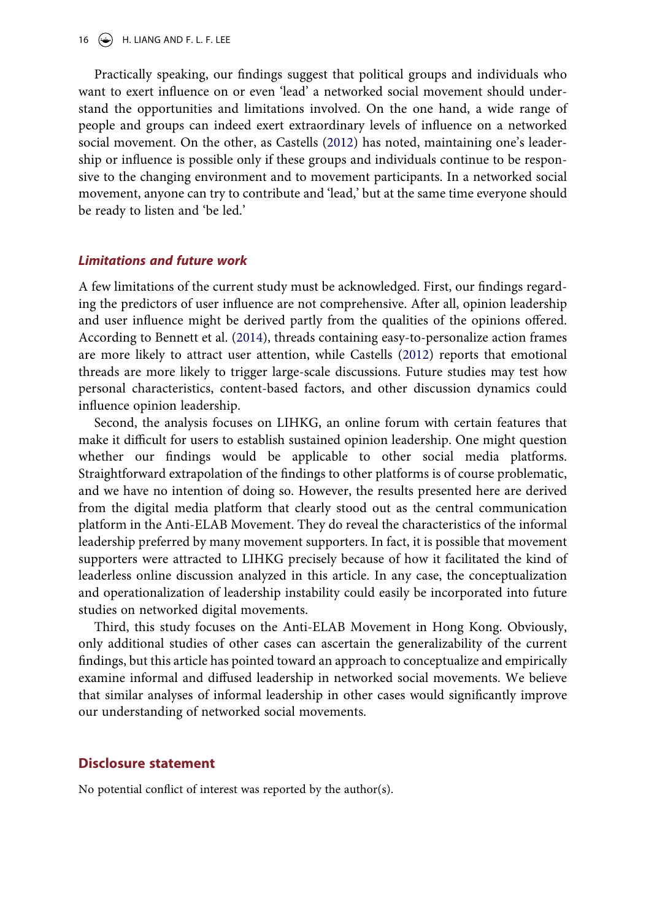Practically speaking, our findings suggest that political groups and individuals who want to exert influence on or even 'lead' a networked social movement should understand the opportunities and limitations involved. On the one hand, a wide range of people and groups can indeed exert extraordinary levels of influence on a networked social movement. On the other, as Castells (2012) has noted, maintaining one's leadership or influence is possible only if these groups and individuals continue to be responsive to the changing environment and to movement participants. In a networked social movement, anyone can try to contribute and 'lead,' but at the same time everyone should be ready to listen and 'be led.'

### *Limitations and future work*

A few limitations of the current study must be acknowledged. First, our findings regarding the predictors of user influence are not comprehensive. After all, opinion leadership and user influence might be derived partly from the qualities of the opinions offered. According to Bennett et al. (2014), threads containing easy-to-personalize action frames are more likely to attract user attention, while Castells (2012) reports that emotional threads are more likely to trigger large-scale discussions. Future studies may test how personal characteristics, content-based factors, and other discussion dynamics could influence opinion leadership.

Second, the analysis focuses on LIHKG, an online forum with certain features that make it difficult for users to establish sustained opinion leadership. One might question whether our findings would be applicable to other social media platforms. Straightforward extrapolation of the findings to other platforms is of course problematic, and we have no intention of doing so. However, the results presented here are derived from the digital media platform that clearly stood out as the central communication platform in the Anti-ELAB Movement. They do reveal the characteristics of the informal leadership preferred by many movement supporters. In fact, it is possible that movement supporters were attracted to LIHKG precisely because of how it facilitated the kind of leaderless online discussion analyzed in this article. In any case, the conceptualization and operationalization of leadership instability could easily be incorporated into future studies on networked digital movements.

Third, this study focuses on the Anti-ELAB Movement in Hong Kong. Obviously, only additional studies of other cases can ascertain the generalizability of the current findings, but this article has pointed toward an approach to conceptualize and empirically examine informal and diffused leadership in networked social movements. We believe that similar analyses of informal leadership in other cases would significantly improve our understanding of networked social movements.

## Disclosure statement

No potential conflict of interest was reported by the author(s).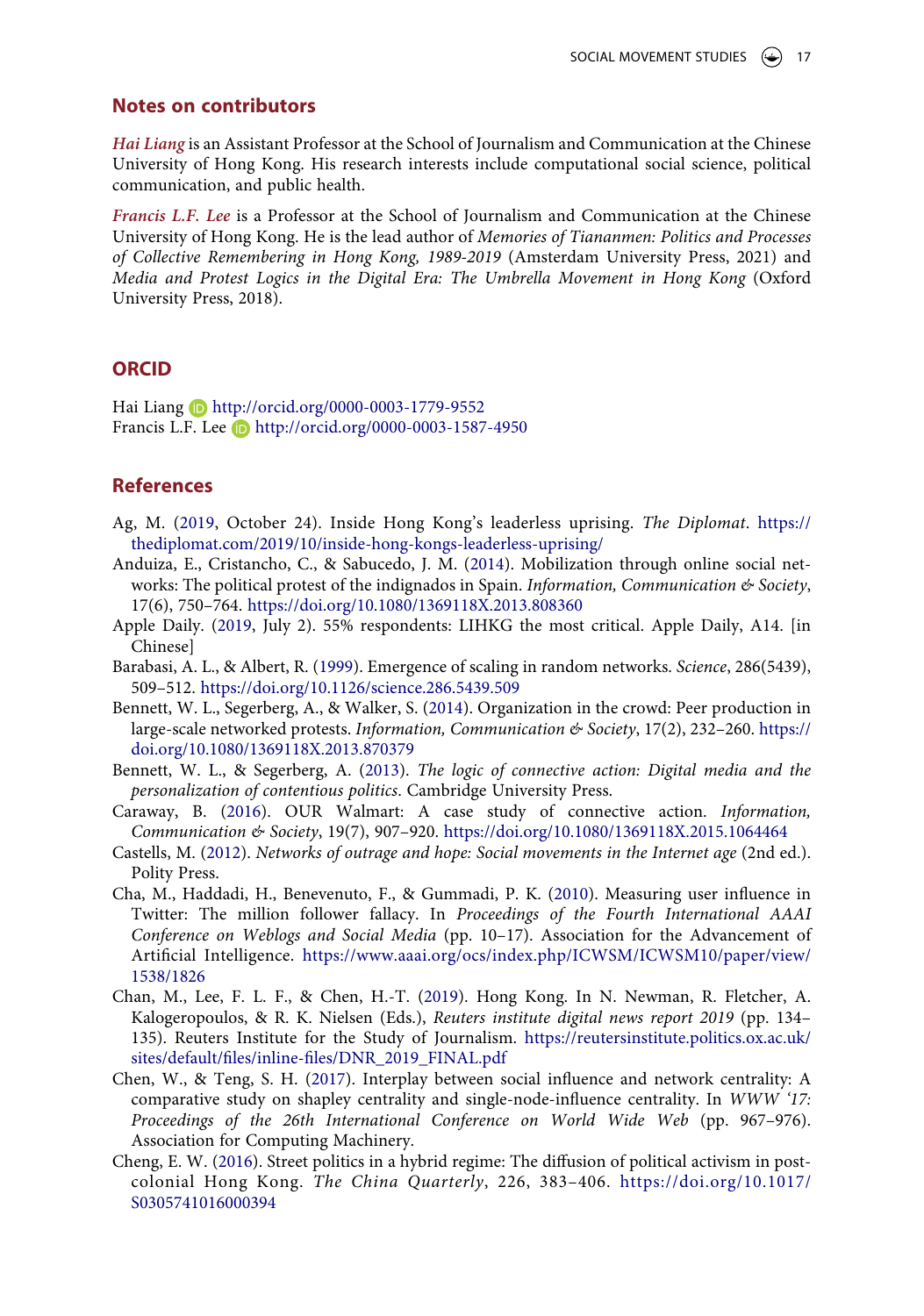## Notes on contributors

***Hai Liang*** is an Assistant Professor at the School of Journalism and Communication at the Chinese University of Hong Kong. His research interests include computational social science, political communication, and public health.

***Francis L.F. Lee*** is a Professor at the School of Journalism and Communication at the Chinese University of Hong Kong. He is the lead author of *Memories of Tiananmen: Politics and Processes of Collective Remembering in Hong Kong, 1989-2019* (Amsterdam University Press, 2021) and *Media and Protest Logics in the Digital Era: The Umbrella Movement in Hong Kong* (Oxford University Press, 2018).

## ORCID

Hai Liang http://orcid.org/0000-0003-1779-9552
Francis L.F. Lee http://orcid.org/0000-0003-1587-4950

## References

Ag, M. (2019, October 24). Inside Hong Kong's leaderless uprising. *The Diplomat*. https://thediplomat.com/2019/10/inside-hong-kongs-leaderless-uprising/

Anduiza, E., Cristancho, C., & Sabucedo, J. M. (2014). Mobilization through online social networks: The political protest of the indignados in Spain. *Information, Communication & Society*, 17(6), 750–764. https://doi.org/10.1080/1369118X.2013.808360

Apple Daily. (2019, July 2). 55% respondents: LIHKG the most critical. Apple Daily, A14. [in Chinese]

Barabasi, A. L., & Albert, R. (1999). Emergence of scaling in random networks. *Science*, 286(5439), 509–512. https://doi.org/10.1126/science.286.5439.509

Bennett, W. L., Segerberg, A., & Walker, S. (2014). Organization in the crowd: Peer production in large-scale networked protests. *Information, Communication & Society*, 17(2), 232–260. https://doi.org/10.1080/1369118X.2013.870379

Bennett, W. L., & Segerberg, A. (2013). *The logic of connective action: Digital media and the personalization of contentious politics*. Cambridge University Press.

Caraway, B. (2016). OUR Walmart: A case study of connective action. *Information, Communication & Society*, 19(7), 907–920. https://doi.org/10.1080/1369118X.2015.1064464

Castells, M. (2012). *Networks of outrage and hope: Social movements in the Internet age* (2nd ed.). Polity Press.

Cha, M., Haddadi, H., Benevenuto, F., & Gummadi, P. K. (2010). Measuring user influence in Twitter: The million follower fallacy. In *Proceedings of the Fourth International AAAI Conference on Weblogs and Social Media* (pp. 10–17). Association for the Advancement of Artificial Intelligence. https://www.aaai.org/ocs/index.php/ICWSM/ICWSM10/paper/view/1538/1826

Chan, M., Lee, F. L. F., & Chen, H.-T. (2019). Hong Kong. In N. Newman, R. Fletcher, A. Kalogeropoulos, & R. K. Nielsen (Eds.), *Reuters institute digital news report 2019* (pp. 134–135). Reuters Institute for the Study of Journalism. https://reutersinstitute.politics.ox.ac.uk/sites/default/files/inline-files/DNR_2019_FINAL.pdf

Chen, W., & Teng, S. H. (2017). Interplay between social influence and network centrality: A comparative study on shapley centrality and single-node-influence centrality. In *WWW '17: Proceedings of the 26th International Conference on World Wide Web* (pp. 967–976). Association for Computing Machinery.

Cheng, E. W. (2016). Street politics in a hybrid regime: The diffusion of political activism in post-colonial Hong Kong. *The China Quarterly*, 226, 383–406. https://doi.org/10.1017/S0305741016000394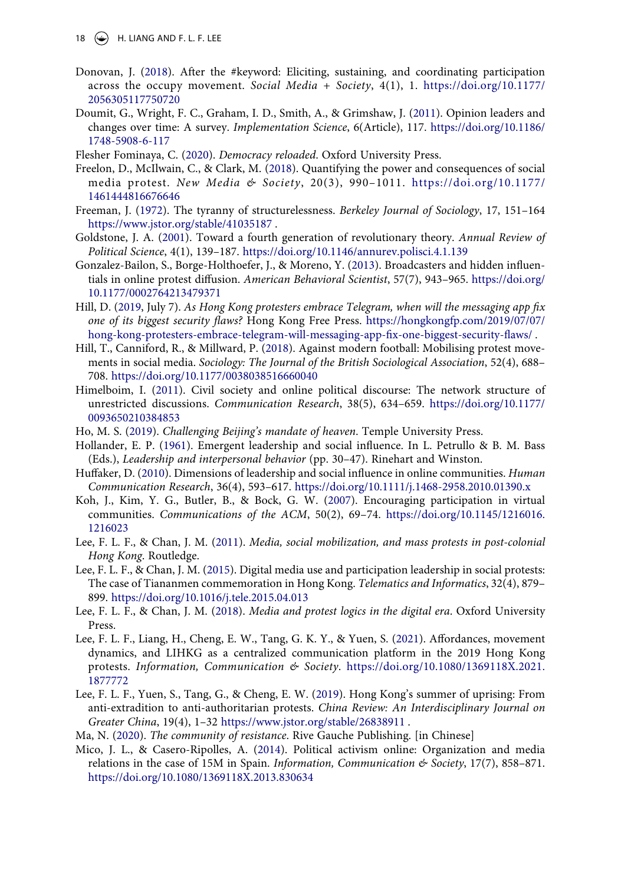Donovan, J. (2018). After the #keyword: Eliciting, sustaining, and coordinating participation across the occupy movement. *Social Media + Society*, 4(1), 1. https://doi.org/10.1177/2056305117750720

Doumit, G., Wright, F. C., Graham, I. D., Smith, A., & Grimshaw, J. (2011). Opinion leaders and changes over time: A survey. *Implementation Science*, 6(Article), 117. https://doi.org/10.1186/1748-5908-6-117

Flesher Fominaya, C. (2020). *Democracy reloaded*. Oxford University Press.

Freelon, D., McIlwain, C., & Clark, M. (2018). Quantifying the power and consequences of social media protest. *New Media & Society*, 20(3), 990–1011. https://doi.org/10.1177/1461444816676646

Freeman, J. (1972). The tyranny of structurelessness. *Berkeley Journal of Sociology*, 17, 151–164 https://www.jstor.org/stable/41035187 .

Goldstone, J. A. (2001). Toward a fourth generation of revolutionary theory. *Annual Review of Political Science*, 4(1), 139–187. https://doi.org/10.1146/annurev.polisci.4.1.139

Gonzalez-Bailon, S., Borge-Holthoefer, J., & Moreno, Y. (2013). Broadcasters and hidden influentials in online protest diffusion. *American Behavioral Scientist*, 57(7), 943–965. https://doi.org/10.1177/0002764213479371

Hill, D. (2019, July 7). *As Hong Kong protesters embrace Telegram, when will the messaging app fix one of its biggest security flaws?* Hong Kong Free Press. https://hongkongfp.com/2019/07/07/hong-kong-protesters-embrace-telegram-will-messaging-app-fix-one-biggest-security-flaws/ .

Hill, T., Canniford, R., & Millward, P. (2018). Against modern football: Mobilising protest movements in social media. *Sociology: The Journal of the British Sociological Association*, 52(4), 688–708. https://doi.org/10.1177/0038038516660040

Himelboim, I. (2011). Civil society and online political discourse: The network structure of unrestricted discussions. *Communication Research*, 38(5), 634–659. https://doi.org/10.1177/0093650210384853

Ho, M. S. (2019). *Challenging Beijing's mandate of heaven*. Temple University Press.

Hollander, E. P. (1961). Emergent leadership and social influence. In L. Petrullo & B. M. Bass (Eds.), *Leadership and interpersonal behavior* (pp. 30–47). Rinehart and Winston.

Huffaker, D. (2010). Dimensions of leadership and social influence in online communities. *Human Communication Research*, 36(4), 593–617. https://doi.org/10.1111/j.1468-2958.2010.01390.x

Koh, J., Kim, Y. G., Butler, B., & Bock, G. W. (2007). Encouraging participation in virtual communities. *Communications of the ACM*, 50(2), 69–74. https://doi.org/10.1145/1216016.1216023

Lee, F. L. F., & Chan, J. M. (2011). *Media, social mobilization, and mass protests in post-colonial Hong Kong*. Routledge.

Lee, F. L. F., & Chan, J. M. (2015). Digital media use and participation leadership in social protests: The case of Tiananmen commemoration in Hong Kong. *Telematics and Informatics*, 32(4), 879–899. https://doi.org/10.1016/j.tele.2015.04.013

Lee, F. L. F., & Chan, J. M. (2018). *Media and protest logics in the digital era*. Oxford University Press.

Lee, F. L. F., Liang, H., Cheng, E. W., Tang, G. K. Y., & Yuen, S. (2021). Affordances, movement dynamics, and LIHKG as a centralized communication platform in the 2019 Hong Kong protests. *Information, Communication & Society*. https://doi.org/10.1080/1369118X.2021.1877772

Lee, F. L. F., Yuen, S., Tang, G., & Cheng, E. W. (2019). Hong Kong's summer of uprising: From anti-extradition to anti-authoritarian protests. *China Review: An Interdisciplinary Journal on Greater China*, 19(4), 1–32 https://www.jstor.org/stable/26838911 .

Ma, N. (2020). *The community of resistance*. Rive Gauche Publishing. [in Chinese]

Mico, J. L., & Casero-Ripolles, A. (2014). Political activism online: Organization and media relations in the case of 15M in Spain. *Information, Communication & Society*, 17(7), 858–871. https://doi.org/10.1080/1369118X.2013.830634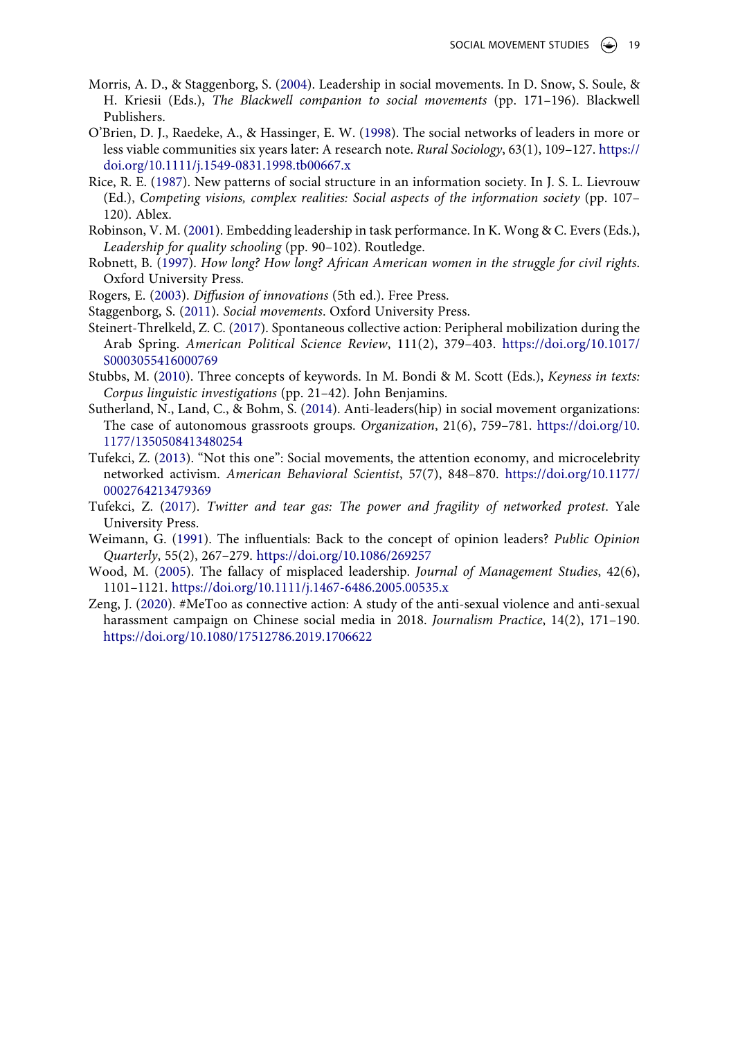Morris, A. D., & Staggenborg, S. (2004). Leadership in social movements. In D. Snow, S. Soule, & H. Kriesii (Eds.), *The Blackwell companion to social movements* (pp. 171–196). Blackwell Publishers.

O'Brien, D. J., Raedeke, A., & Hassinger, E. W. (1998). The social networks of leaders in more or less viable communities six years later: A research note. *Rural Sociology*, 63(1), 109–127. https://doi.org/10.1111/j.1549-0831.1998.tb00667.x

Rice, R. E. (1987). New patterns of social structure in an information society. In J. S. L. Lievrouw (Ed.), *Competing visions, complex realities: Social aspects of the information society* (pp. 107–120). Ablex.

Robinson, V. M. (2001). Embedding leadership in task performance. In K. Wong & C. Evers (Eds.), *Leadership for quality schooling* (pp. 90–102). Routledge.

Robnett, B. (1997). *How long? How long? African American women in the struggle for civil rights*. Oxford University Press.

Rogers, E. (2003). *Diffusion of innovations* (5th ed.). Free Press.

Staggenborg, S. (2011). *Social movements*. Oxford University Press.

Steinert-Threlkeld, Z. C. (2017). Spontaneous collective action: Peripheral mobilization during the Arab Spring. *American Political Science Review*, 111(2), 379–403. https://doi.org/10.1017/S0003055416000769

Stubbs, M. (2010). Three concepts of keywords. In M. Bondi & M. Scott (Eds.), *Keyness in texts: Corpus linguistic investigations* (pp. 21–42). John Benjamins.

Sutherland, N., Land, C., & Bohm, S. (2014). Anti-leaders(hip) in social movement organizations: The case of autonomous grassroots groups. *Organization*, 21(6), 759–781. https://doi.org/10.1177/1350508413480254

Tufekci, Z. (2013). "Not this one": Social movements, the attention economy, and microcelebrity networked activism. *American Behavioral Scientist*, 57(7), 848–870. https://doi.org/10.1177/0002764213479369

Tufekci, Z. (2017). *Twitter and tear gas: The power and fragility of networked protest*. Yale University Press.

Weimann, G. (1991). The influentials: Back to the concept of opinion leaders? *Public Opinion Quarterly*, 55(2), 267–279. https://doi.org/10.1086/269257

Wood, M. (2005). The fallacy of misplaced leadership. *Journal of Management Studies*, 42(6), 1101–1121. https://doi.org/10.1111/j.1467-6486.2005.00535.x

Zeng, J. (2020). #MeToo as connective action: A study of the anti-sexual violence and anti-sexual harassment campaign on Chinese social media in 2018. *Journalism Practice*, 14(2), 171–190. https://doi.org/10.1080/17512786.2019.1706622